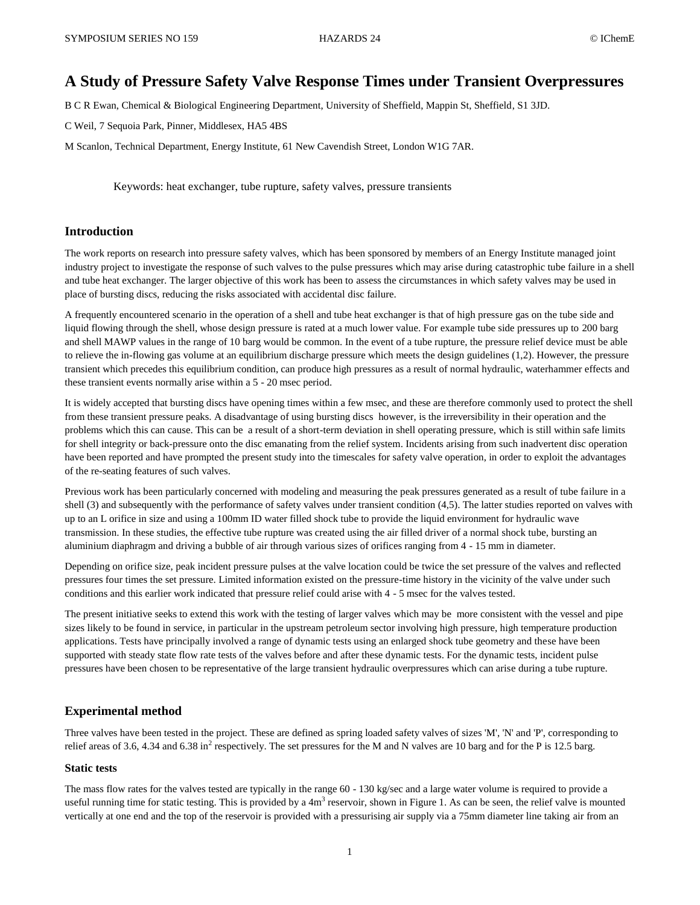# A Study of Pressure Safety Valve Response Times under Transient Overpressures

B C R Ewan, Chemical & Biological Engineering Department, University of Sheffield, Mappin St, Sheffield, S1 3JD.

C Weil, 7 Sequoia Park, Pinner, Middlesex, HA5 4BS

M Scanlon, Technical Department, Energy Institute, 61 New Cavendish Street, London W1G 7AR.

Keywords: heat exchanger, tube rupture, safety valves, pressure transients

## Introduction

The work reports on research into pressure safety valves, which has been sponsored by members of an Energy Institute managed joint industry project to investigate the response of such valves to the pulse pressures which may arise during catastrophic tube failure in a shell and tube heat exchanger. The larger objective of this work has been to assess the circumstances in which safety valves may be used in place of bursting discs, reducing the risks associated with accidental disc failure.

A frequently encountered scenario in the operation of a shell and tube heat exchanger is that of high pressure gas on the tube side and liquid flowing through the shell, whose design pressure is rated at a much lower value. For example tube side pressures up to 200 barg and shell MAWP values in the range of 10 barg would be common. In the event of a tube rupture, the pressure relief device must be able to relieve the in-flowing gas volume at an equilibrium discharge pressure which meets the design guidelines (1,2). However, the pressure transient which precedes this equilibrium condition, can produce high pressures as a result of normal hydraulic, waterhammer effects and these transient events normally arise within a 5 - 20 msec period.

It is widely accepted that bursting discs have opening times within a few msec, and these are therefore commonly used to protect the shell from these transient pressure peaks. A disadvantage of using bursting discs however, is the irreversibility in their operation and the problems which this can cause. This can be a result of a short-term deviation in shell operating pressure, which is still within safe limits for shell integrity or back-pressure onto the disc emanating from the relief system. Incidents arising from such inadvertent disc operation have been reported and have prompted the present study into the timescales for safety valve operation, in order to exploit the advantages of the re-seating features of such valves.

Previous work has been particularly concerned with modeling and measuring the peak pressures generated as a result of tube failure in a shell (3) and subsequently with the performance of safety valves under transient condition (4,5). The latter studies reported on valves with up to an L orifice in size and using a 100mm ID water filled shock tube to provide the liquid environment for hydraulic wave transmission. In these studies, the effective tube rupture was created using the air filled driver of a normal shock tube, bursting an aluminium diaphragm and driving a bubble of air through various sizes of orifices ranging from 4 - 15 mm in diameter.

Depending on orifice size, peak incident pressure pulses at the valve location could be twice the set pressure of the valves and reflected pressures four times the set pressure. Limited information existed on the pressure-time history in the vicinity of the valve under such conditions and this earlier work indicated that pressure relief could arise with 4 - 5 msec for the valves tested.

The present initiative seeks to extend this work with the testing of larger valves which may be more consistent with the vessel and pipe sizes likely to be found in service, in particular in the upstream petroleum sector involving high pressure, high temperature production applications. Tests have principally involved a range of dynamic tests using an enlarged shock tube geometry and these have been supported with steady state flow rate tests of the valves before and after these dynamic tests. For the dynamic tests, incident pulse pressures have been chosen to be representative of the large transient hydraulic overpressures which can arise during a tube rupture.

## Experimental method

Three valves have been tested in the project. These are defined as spring loaded safety valves of sizes 'M', 'N' and 'P', corresponding to relief areas of 3.6, 4.34 and 6.38 $in^2$ respectively. The set pressures for the M and N valves are 10 barg and for the P is 12.5 barg.

### Static tests

The mass flow rates for the valves tested are typically in the range 60 - 130 kg/sec and a large water volume is required to provide a useful running time for static testing. This is provided by a $4m^3$ reservoir, shown in Figure 1. As can be seen, the relief valve is mounted vertically at one end and the top of the reservoir is provided with a pressurising air supply via a 75mm diameter line taking air from an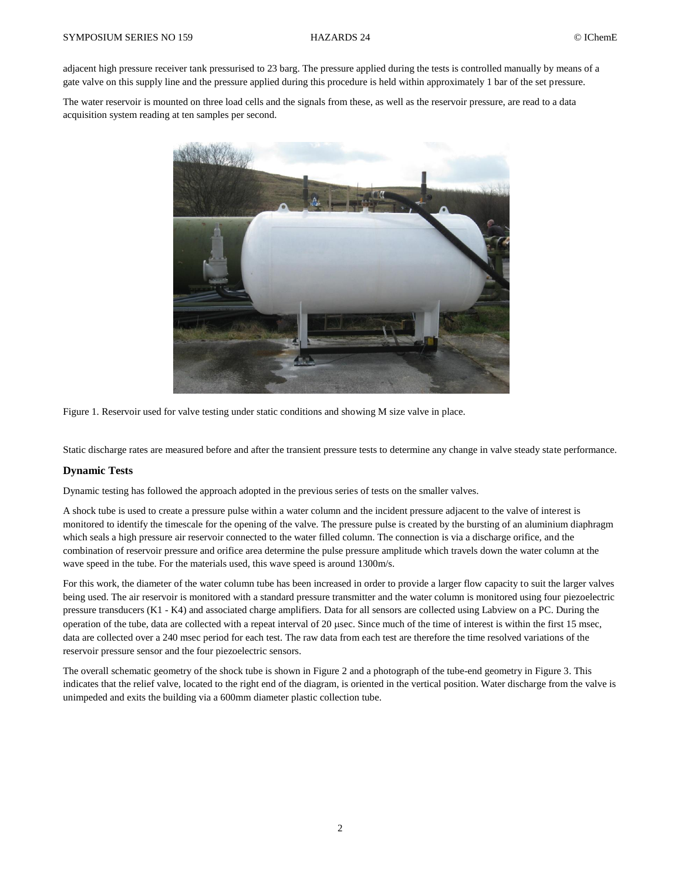adjacent high pressure receiver tank pressurised to 23 barg. The pressure applied during the tests is controlled manually by means of a gate valve on this supply line and the pressure applied during this procedure is held within approximately 1 bar of the set pressure.

The water reservoir is mounted on three load cells and the signals from these, as well as the reservoir pressure, are read to a data acquisition system reading at ten samples per second.

Figure 1. Reservoir used for valve testing under static conditions and showing M size valve in place.

Static discharge rates are measured before and after the transient pressure tests to determine any change in valve steady state performance.

### Dynamic Tests

Dynamic testing has followed the approach adopted in the previous series of tests on the smaller valves.

A shock tube is used to create a pressure pulse within a water column and the incident pressure adjacent to the valve of interest is monitored to identify the timescale for the opening of the valve. The pressure pulse is created by the bursting of an aluminium diaphragm which seals a high pressure air reservoir connected to the water filled column. The connection is via a discharge orifice, and the combination of reservoir pressure and orifice area determine the pulse pressure amplitude which travels down the water column at the wave speed in the tube. For the materials used, this wave speed is around 1300m/s.

For this work, the diameter of the water column tube has been increased in order to provide a larger flow capacity to suit the larger valves being used. The air reservoir is monitored with a standard pressure transmitter and the water column is monitored using four piezoelectric pressure transducers (K1 - K4) and associated charge amplifiers. Data for all sensors are collected using Labview on a PC. During the operation of the tube, data are collected with a repeat interval of 20 μsec. Since much of the time of interest is within the first 15 msec, data are collected over a 240 msec period for each test. The raw data from each test are therefore the time resolved variations of the reservoir pressure sensor and the four piezoelectric sensors.

The overall schematic geometry of the shock tube is shown in Figure 2 and a photograph of the tube-end geometry in Figure 3. This indicates that the relief valve, located to the right end of the diagram, is oriented in the vertical position. Water discharge from the valve is unimpeded and exits the building via a 600mm diameter plastic collection tube.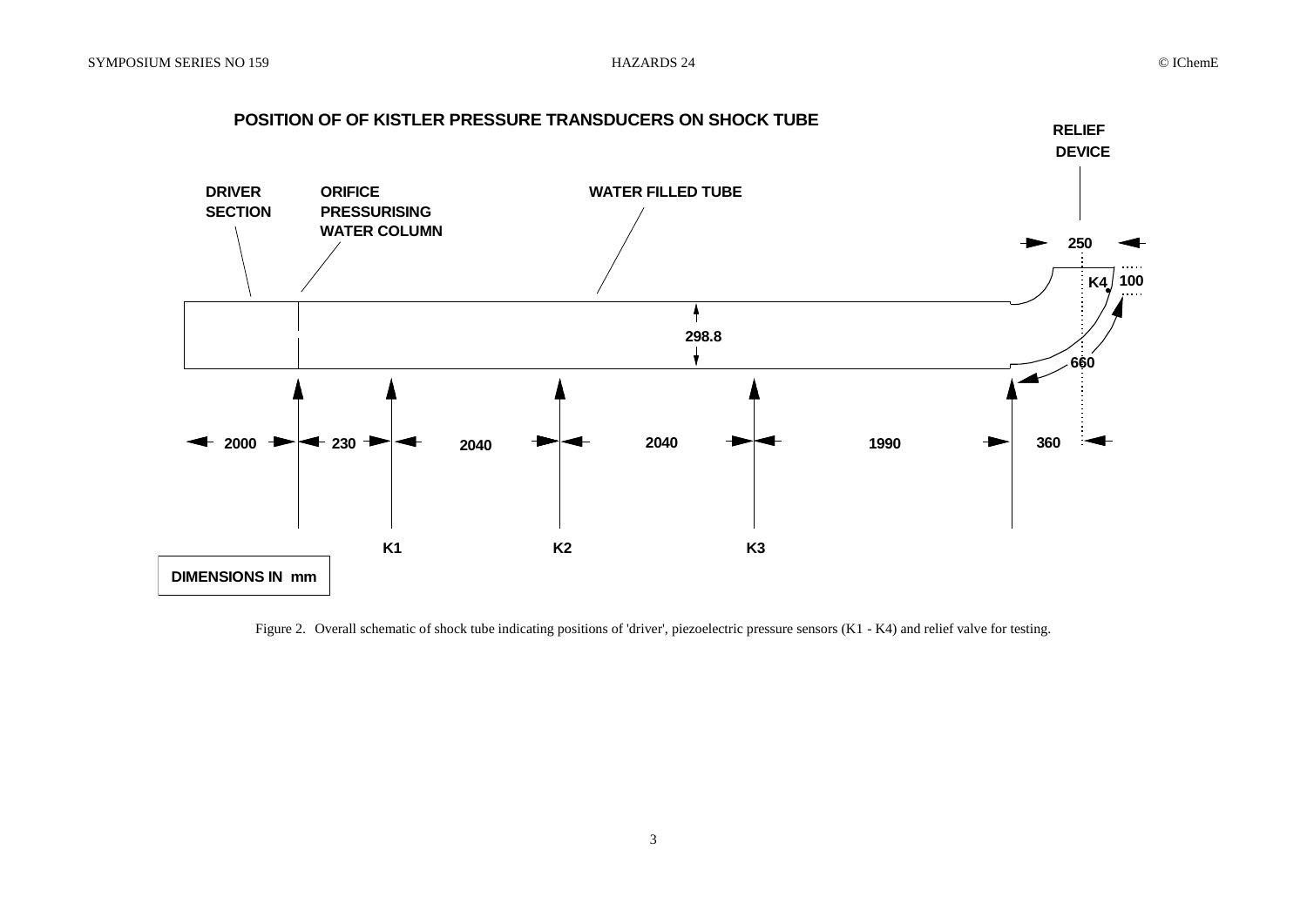Figure 2. Overall schematic of shock tube indicating positions of 'driver', piezoelectric pressure sensors (K1 - K4) and relief valve for testing.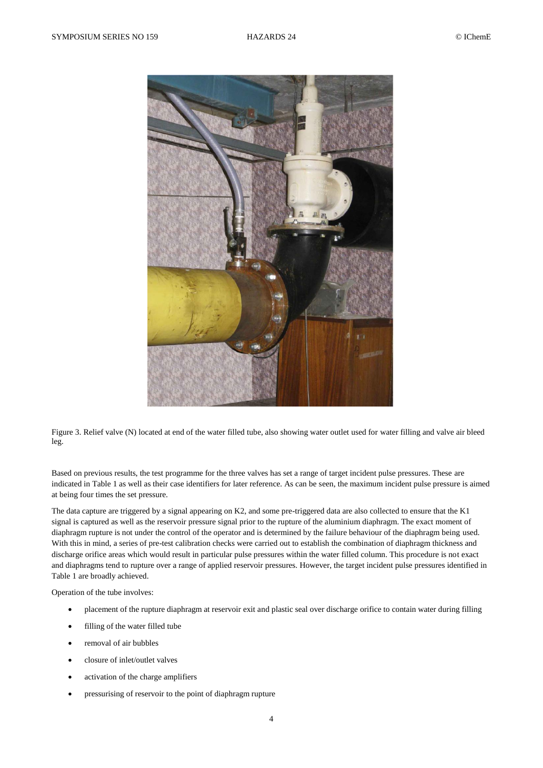Figure 3. Relief valve (N) located at end of the water filled tube, also showing water outlet used for water filling and valve air bleed leg.

Based on previous results, the test programme for the three valves has set a range of target incident pulse pressures. These are indicated in Table 1 as well as their case identifiers for later reference. As can be seen, the maximum incident pulse pressure is aimed at being four times the set pressure.

The data capture are triggered by a signal appearing on K2, and some pre-triggered data are also collected to ensure that the K1 signal is captured as well as the reservoir pressure signal prior to the rupture of the aluminium diaphragm. The exact moment of diaphragm rupture is not under the control of the operator and is determined by the failure behaviour of the diaphragm being used. With this in mind, a series of pre-test calibration checks were carried out to establish the combination of diaphragm thickness and discharge orifice areas which would result in particular pulse pressures within the water filled column. This procedure is not exact and diaphragms tend to rupture over a range of applied reservoir pressures. However, the target incident pulse pressures identified in Table 1 are broadly achieved.

Operation of the tube involves:

- placement of the rupture diaphragm at reservoir exit and plastic seal over discharge orifice to contain water during filling
- filling of the water filled tube
- removal of air bubbles
- closure of inlet/outlet valves
- activation of the charge amplifiers
- pressurising of reservoir to the point of diaphragm rupture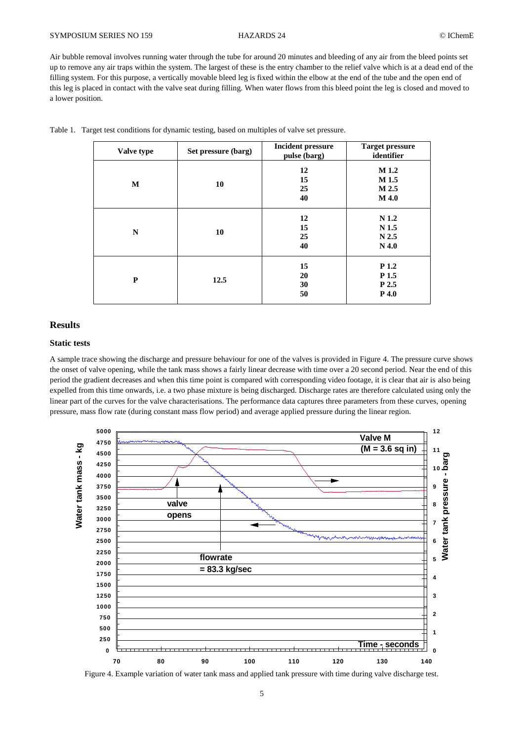Air bubble removal involves running water through the tube for around 20 minutes and bleeding of any air from the bleed points set up to remove any air traps within the system. The largest of these is the entry chamber to the relief valve which is at a dead end of the filling system. For this purpose, a vertically movable bleed leg is fixed within the elbow at the end of the tube and the open end of this leg is placed in contact with the valve seat during filling. When water flows from this bleed point the leg is closed and moved to a lower position.

Table 1. Target test conditions for dynamic testing, based on multiples of valve set pressure.

| Valve type | Set pressure (barg) | Incident pressure pulse (barg) | Target pressure identifier |
|---|---|---|---|
| **M** | **10** | **12**<br>**15**<br>**25**<br>**40** | **M 1.2**<br>**M 1.5**<br>**M 2.5**<br>**M 4.0** |
| **N** | **10** | **12**<br>**15**<br>**25**<br>**40** | **N 1.2**<br>**N 1.5**<br>**N 2.5**<br>**N 4.0** |
| **P** | **12.5** | **15**<br>**20**<br>**30**<br>**50** | **P 1.2**<br>**P 1.5**<br>**P 2.5**<br>**P 4.0** |

## Results

### Static tests

A sample trace showing the discharge and pressure behaviour for one of the valves is provided in Figure 4. The pressure curve shows the onset of valve opening, while the tank mass shows a fairly linear decrease with time over a 20 second period. Near the end of this period the gradient decreases and when this time point is compared with corresponding video footage, it is clear that air is also being expelled from this time onwards, i.e. a two phase mixture is being discharged. Discharge rates are therefore calculated using only the linear part of the curves for the valve characterisations. The performance data captures three parameters from these curves, opening pressure, mass flow rate (during constant mass flow period) and average applied pressure during the linear region.

Figure 4. Example variation of water tank mass and applied tank pressure with time during valve discharge test.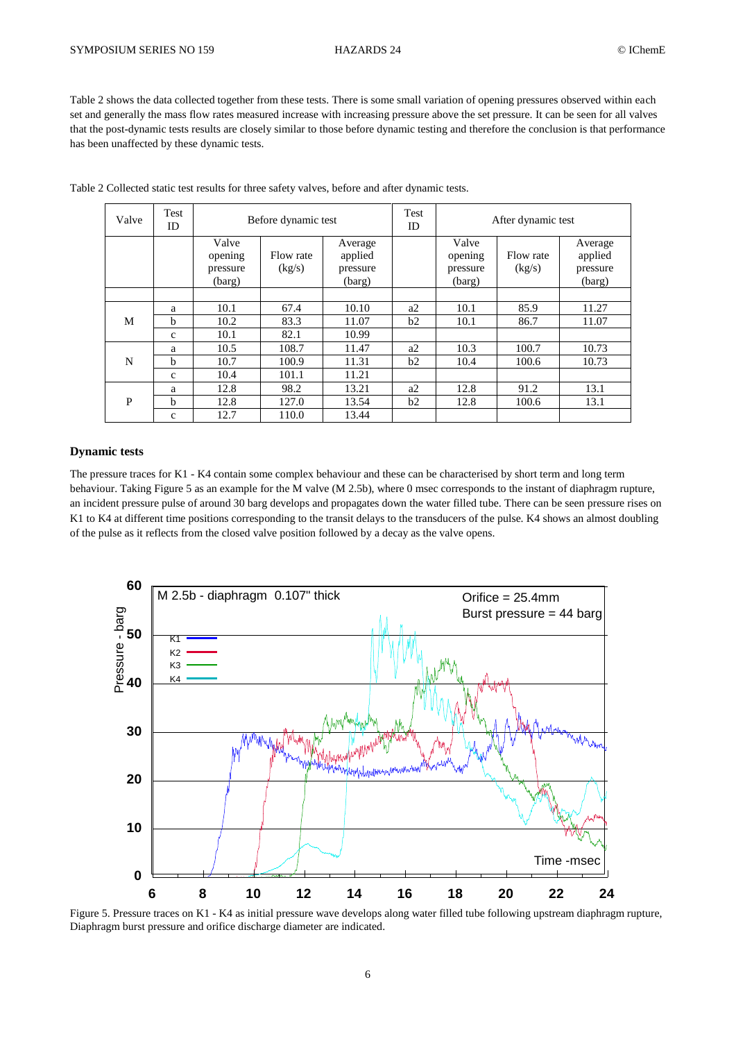Table 2 shows the data collected together from these tests. There is some small variation of opening pressures observed within each set and generally the mass flow rates measured increase with increasing pressure above the set pressure. It can be seen for all valves that the post-dynamic tests results are closely similar to those before dynamic testing and therefore the conclusion is that performance has been unaffected by these dynamic tests.

Table 2 Collected static test results for three safety valves, before and after dynamic tests.

| Valve | Test ID | Before dynamic test | | | Test ID | After dynamic test | | |
|---|---|---|---|---|---|---|---|---|
| | | Valve opening pressure (barg) | Flow rate (kg/s) | Average applied pressure (barg) | | Valve opening pressure (barg) | Flow rate (kg/s) | Average applied pressure (barg) |
| | | | | | | | | |
| M | a | 10.1 | 67.4 | 10.10 | a2 | 10.1 | 85.9 | 11.27 |
| | b | 10.2 | 83.3 | 11.07 | b2 | 10.1 | 86.7 | 11.07 |
| | c | 10.1 | 82.1 | 10.99 | | | | |
| N | a | 10.5 | 108.7 | 11.47 | a2 | 10.3 | 100.7 | 10.73 |
| | b | 10.7 | 100.9 | 11.31 | b2 | 10.4 | 100.6 | 10.73 |
| | c | 10.4 | 101.1 | 11.21 | | | | |
| P | a | 12.8 | 98.2 | 13.21 | a2 | 12.8 | 91.2 | 13.1 |
| | b | 12.8 | 127.0 | 13.54 | b2 | 12.8 | 100.6 | 13.1 |
| | c | 12.7 | 110.0 | 13.44 | | | | |

**Dynamic tests**

The pressure traces for K1 - K4 contain some complex behaviour and these can be characterised by short term and long term behaviour. Taking Figure 5 as an example for the M valve (M 2.5b), where 0 msec corresponds to the instant of diaphragm rupture, an incident pressure pulse of around 30 barg develops and propagates down the water filled tube. There can be seen pressure rises on K1 to K4 at different time positions corresponding to the transit delays to the transducers of the pulse. K4 shows an almost doubling of the pulse as it reflects from the closed valve position followed by a decay as the valve opens.

Figure 5. Pressure traces on K1 - K4 as initial pressure wave develops along water filled tube following upstream diaphragm rupture, Diaphragm burst pressure and orifice discharge diameter are indicated.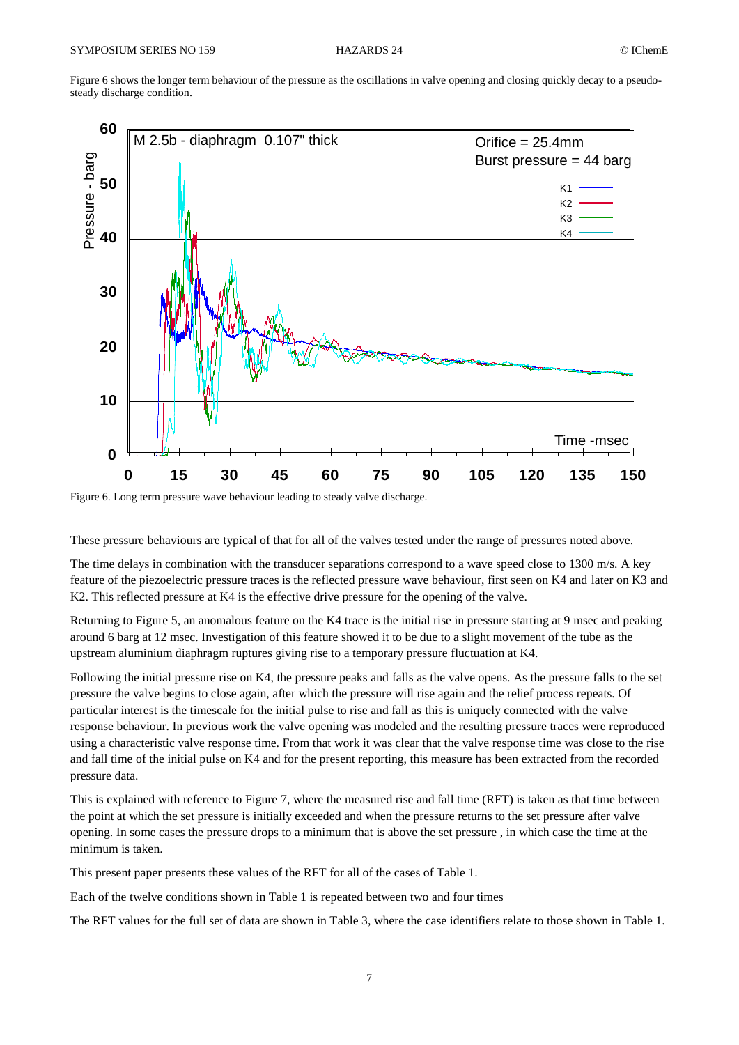Figure 6 shows the longer term behaviour of the pressure as the oscillations in valve opening and closing quickly decay to a pseudo-steady discharge condition.

Figure 6. Long term pressure wave behaviour leading to steady valve discharge.

These pressure behaviours are typical of that for all of the valves tested under the range of pressures noted above.

The time delays in combination with the transducer separations correspond to a wave speed close to 1300 m/s. A key feature of the piezoelectric pressure traces is the reflected pressure wave behaviour, first seen on K4 and later on K3 and K2. This reflected pressure at K4 is the effective drive pressure for the opening of the valve.

Returning to Figure 5, an anomalous feature on the K4 trace is the initial rise in pressure starting at 9 msec and peaking around 6 barg at 12 msec. Investigation of this feature showed it to be due to a slight movement of the tube as the upstream aluminium diaphragm ruptures giving rise to a temporary pressure fluctuation at K4.

Following the initial pressure rise on K4, the pressure peaks and falls as the valve opens. As the pressure falls to the set pressure the valve begins to close again, after which the pressure will rise again and the relief process repeats. Of particular interest is the timescale for the initial pulse to rise and fall as this is uniquely connected with the valve response behaviour. In previous work the valve opening was modeled and the resulting pressure traces were reproduced using a characteristic valve response time. From that work it was clear that the valve response time was close to the rise and fall time of the initial pulse on K4 and for the present reporting, this measure has been extracted from the recorded pressure data.

This is explained with reference to Figure 7, where the measured rise and fall time (RFT) is taken as that time between the point at which the set pressure is initially exceeded and when the pressure returns to the set pressure after valve opening. In some cases the pressure drops to a minimum that is above the set pressure , in which case the time at the minimum is taken.

This present paper presents these values of the RFT for all of the cases of Table 1.

Each of the twelve conditions shown in Table 1 is repeated between two and four times

The RFT values for the full set of data are shown in Table 3, where the case identifiers relate to those shown in Table 1.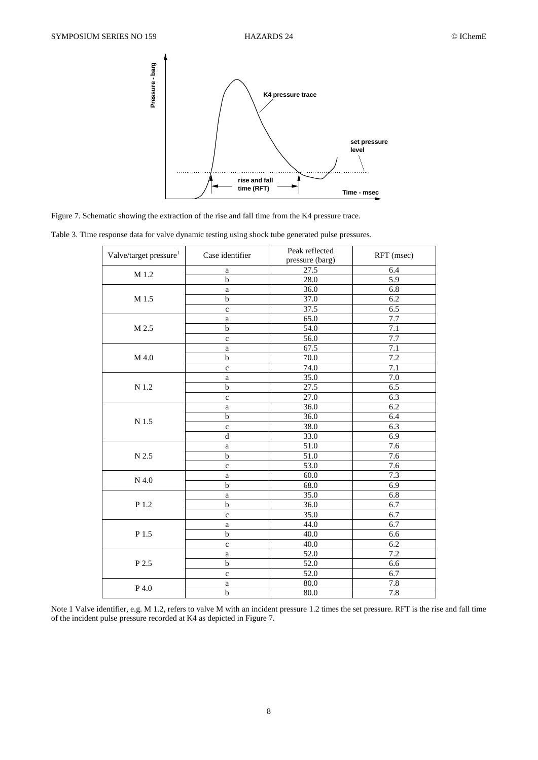Figure 7. Schematic showing the extraction of the rise and fall time from the K4 pressure trace.

Table 3. Time response data for valve dynamic testing using shock tube generated pulse pressures.

| Valve/target pressure[1] | Case identifier | Peak reflected pressure (barg) | RFT (msec) |
|---|---|---|---|
| M 1.2 | a | 27.5 | 6.4 |
| | b | 28.0 | 5.9 |
| M 1.5 | a | 36.0 | 6.8 |
| | b | 37.0 | 6.2 |
| | c | 37.5 | 6.5 |
| M 2.5 | a | 65.0 | 7.7 |
| | b | 54.0 | 7.1 |
| | c | 56.0 | 7.7 |
| M 4.0 | a | 67.5 | 7.1 |
| | b | 70.0 | 7.2 |
| | c | 74.0 | 7.1 |
| N 1.2 | a | 35.0 | 7.0 |
| | b | 27.5 | 6.5 |
| | c | 27.0 | 6.3 |
| N 1.5 | a | 36.0 | 6.2 |
| | b | 36.0 | 6.4 |
| | c | 38.0 | 6.3 |
| | d | 33.0 | 6.9 |
| N 2.5 | a | 51.0 | 7.6 |
| | b | 51.0 | 7.6 |
| | c | 53.0 | 7.6 |
| N 4.0 | a | 60.0 | 7.3 |
| | b | 68.0 | 6.9 |
| P 1.2 | a | 35.0 | 6.8 |
| | b | 36.0 | 6.7 |
| | c | 35.0 | 6.7 |
| P 1.5 | a | 44.0 | 6.7 |
| | b | 40.0 | 6.6 |
| | c | 40.0 | 6.2 |
| P 2.5 | a | 52.0 | 7.2 |
| | b | 52.0 | 6.6 |
| | c | 52.0 | 6.7 |
| P 4.0 | a | 80.0 | 7.8 |
| | b | 80.0 | 7.8 |

Note 1 Valve identifier, e.g. M 1.2, refers to valve M with an incident pressure 1.2 times the set pressure. RFT is the rise and fall time of the incident pulse pressure recorded at K4 as depicted in Figure 7.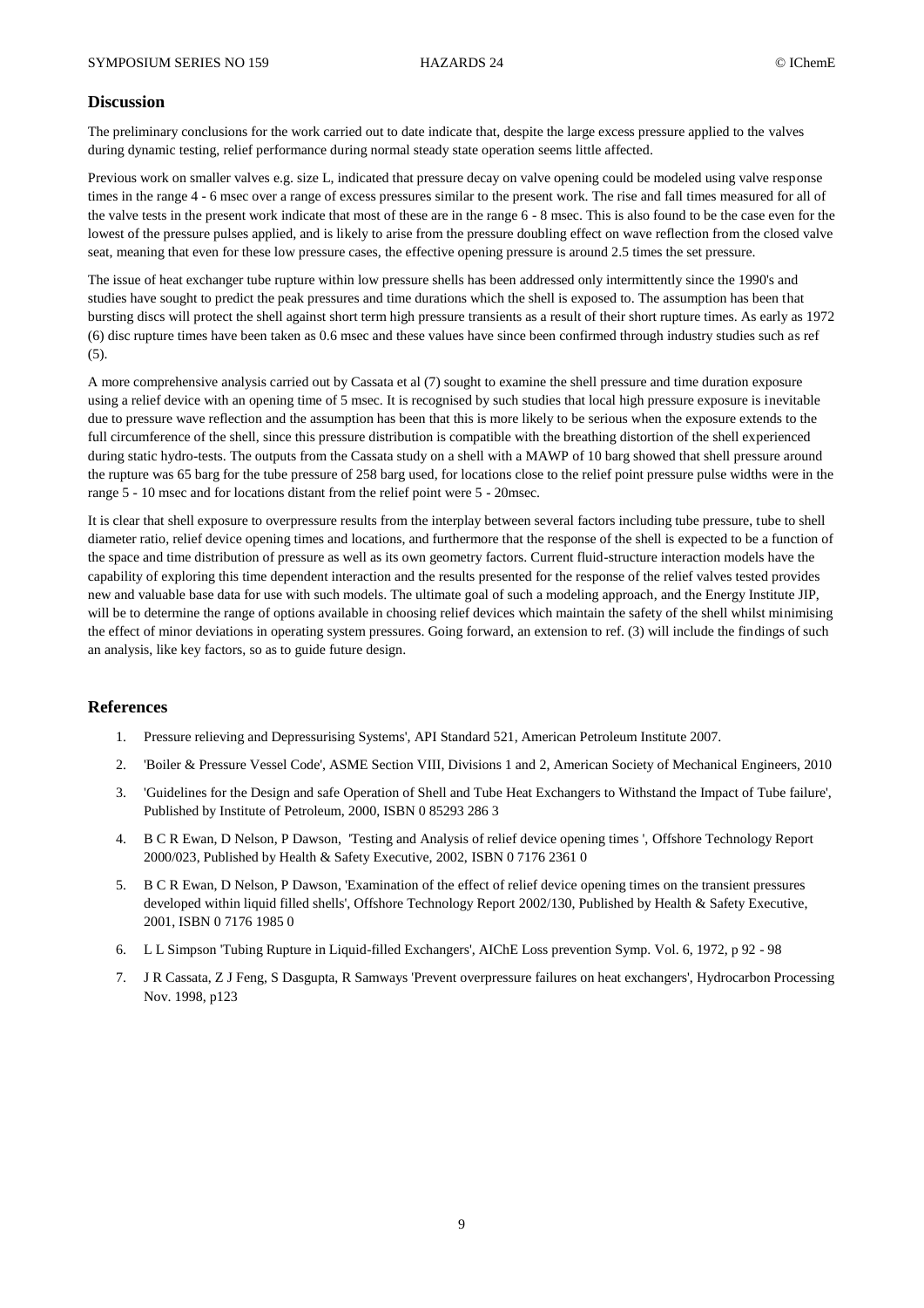## Discussion

The preliminary conclusions for the work carried out to date indicate that, despite the large excess pressure applied to the valves during dynamic testing, relief performance during normal steady state operation seems little affected.

Previous work on smaller valves e.g. size L, indicated that pressure decay on valve opening could be modeled using valve response times in the range 4 - 6 msec over a range of excess pressures similar to the present work. The rise and fall times measured for all of the valve tests in the present work indicate that most of these are in the range 6 - 8 msec. This is also found to be the case even for the lowest of the pressure pulses applied, and is likely to arise from the pressure doubling effect on wave reflection from the closed valve seat, meaning that even for these low pressure cases, the effective opening pressure is around 2.5 times the set pressure.

The issue of heat exchanger tube rupture within low pressure shells has been addressed only intermittently since the 1990's and studies have sought to predict the peak pressures and time durations which the shell is exposed to. The assumption has been that bursting discs will protect the shell against short term high pressure transients as a result of their short rupture times. As early as 1972 (6) disc rupture times have been taken as 0.6 msec and these values have since been confirmed through industry studies such as ref (5).

A more comprehensive analysis carried out by Cassata et al (7) sought to examine the shell pressure and time duration exposure using a relief device with an opening time of 5 msec. It is recognised by such studies that local high pressure exposure is inevitable due to pressure wave reflection and the assumption has been that this is more likely to be serious when the exposure extends to the full circumference of the shell, since this pressure distribution is compatible with the breathing distortion of the shell experienced during static hydro-tests. The outputs from the Cassata study on a shell with a MAWP of 10 barg showed that shell pressure around the rupture was 65 barg for the tube pressure of 258 barg used, for locations close to the relief point pressure pulse widths were in the range 5 - 10 msec and for locations distant from the relief point were 5 - 20msec.

It is clear that shell exposure to overpressure results from the interplay between several factors including tube pressure, tube to shell diameter ratio, relief device opening times and locations, and furthermore that the response of the shell is expected to be a function of the space and time distribution of pressure as well as its own geometry factors. Current fluid-structure interaction models have the capability of exploring this time dependent interaction and the results presented for the response of the relief valves tested provides new and valuable base data for use with such models. The ultimate goal of such a modeling approach, and the Energy Institute JIP, will be to determine the range of options available in choosing relief devices which maintain the safety of the shell whilst minimising the effect of minor deviations in operating system pressures. Going forward, an extension to ref. (3) will include the findings of such an analysis, like key factors, so as to guide future design.

## References

1. Pressure relieving and Depressurising Systems', API Standard 521, American Petroleum Institute 2007.
2. 'Boiler & Pressure Vessel Code', ASME Section VIII, Divisions 1 and 2, American Society of Mechanical Engineers, 2010
3. 'Guidelines for the Design and safe Operation of Shell and Tube Heat Exchangers to Withstand the Impact of Tube failure', Published by Institute of Petroleum, 2000, ISBN 0 85293 286 3
4. B C R Ewan, D Nelson, P Dawson, 'Testing and Analysis of relief device opening times ', Offshore Technology Report 2000/023, Published by Health & Safety Executive, 2002, ISBN 0 7176 2361 0
5. B C R Ewan, D Nelson, P Dawson, 'Examination of the effect of relief device opening times on the transient pressures developed within liquid filled shells', Offshore Technology Report 2002/130, Published by Health & Safety Executive, 2001, ISBN 0 7176 1985 0
6. L L Simpson 'Tubing Rupture in Liquid-filled Exchangers', AIChE Loss prevention Symp. Vol. 6, 1972, p 92 - 98
7. J R Cassata, Z J Feng, S Dasgupta, R Samways 'Prevent overpressure failures on heat exchangers', Hydrocarbon Processing Nov. 1998, p123